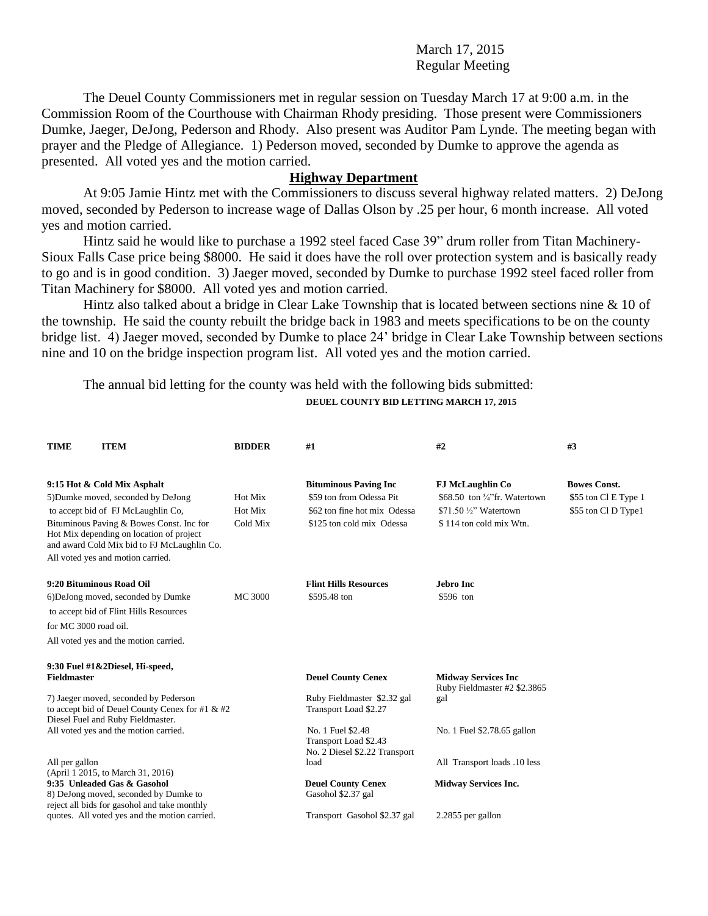March 17, 2015
Regular Meeting

The Deuel County Commissioners met in regular session on Tuesday March 17 at 9:00 a.m. in the Commission Room of the Courthouse with Chairman Rhody presiding. Those present were Commissioners Dumke, Jaeger, DeJong, Pederson and Rhody. Also present was Auditor Pam Lynde. The meeting began with prayer and the Pledge of Allegiance. 1) Pederson moved, seconded by Dumke to approve the agenda as presented. All voted yes and the motion carried.

## Highway Department

At 9:05 Jamie Hintz met with the Commissioners to discuss several highway related matters. 2) DeJong moved, seconded by Pederson to increase wage of Dallas Olson by .25 per hour, 6 month increase. All voted yes and motion carried.

Hintz said he would like to purchase a 1992 steel faced Case 39" drum roller from Titan Machinery-Sioux Falls Case price being $8000. He said it does have the roll over protection system and is basically ready to go and is in good condition. 3) Jaeger moved, seconded by Dumke to purchase 1992 steel faced roller from Titan Machinery for $8000. All voted yes and motion carried.

Hintz also talked about a bridge in Clear Lake Township that is located between sections nine & 10 of the township. He said the county rebuilt the bridge back in 1983 and meets specifications to be on the county bridge list. 4) Jaeger moved, seconded by Dumke to place 24' bridge in Clear Lake Township between sections nine and 10 on the bridge inspection program list. All voted yes and the motion carried.

The annual bid letting for the county was held with the following bids submitted:

**DEUEL COUNTY BID LETTING MARCH 17, 2015**

| TIME ITEM | BIDDER | #1 | #2 | #3 |
|---|---|---|---|---|
| **9:15 Hot & Cold Mix Asphalt** | | **Bituminous Paving Inc** | **FJ McLaughlin Co** | **Bowes Const.** |
| 5)Dumke moved, seconded by DeJong | Hot Mix | $59 ton from Odessa Pit | $68.50 ton ¾"fr. Watertown | $55 ton Cl E Type 1 |
| to accept bid of FJ McLaughlin Co, | Hot Mix | $62 ton fine hot mix Odessa | $71.50 ½" Watertown | $55 ton Cl D Type1 |
| Bituminous Paving & Bowes Const. Inc for Hot Mix depending on location of project and award Cold Mix bid to FJ McLaughlin Co. | Cold Mix | $125 ton cold mix Odessa | $ 114 ton cold mix Wtn. | |
| All voted yes and motion carried. | | | | |
| **9:20 Bituminous Road Oil** | | **Flint Hills Resources** | **Jebro Inc** | |
| 6)DeJong moved, seconded by Dumke | MC 3000 | $595.48 ton | $596 ton | |
| to accept bid of Flint Hills Resources | | | | |
| for MC 3000 road oil. | | | | |
| All voted yes and the motion carried. | | | | |
| **9:30 Fuel #1&2Diesel, Hi-speed, Fieldmaster** | | **Deuel County Cenex** | **Midway Services Inc** | |
| 7) Jaeger moved, seconded by Pederson to accept bid of Deuel County Cenex for #1 & #2 Diesel Fuel and Ruby Fieldmaster. | | Ruby Fieldmaster $2.32 gal Transport Load $2.27 | Ruby Fieldmaster #2 $2.3865 gal | |
| All voted yes and the motion carried. | | No. 1 Fuel $2.48 Transport Load $2.43 | No. 1 Fuel $2.78.65 gallon | |
| All per gallon (April 1 2015, to March 31, 2016) | | No. 2 Diesel $2.22 Transport load | All Transport loads .10 less | |
| **9:35 Unleaded Gas & Gasohol** | | **Deuel County Cenex** | **Midway Services Inc.** | |
| 8) DeJong moved, seconded by Dumke to reject all bids for gasohol and take monthly quotes. All voted yes and the motion carried. | | Gasohol $2.37 gal Transport Gasohol $2.37 gal | 2.2855 per gallon | |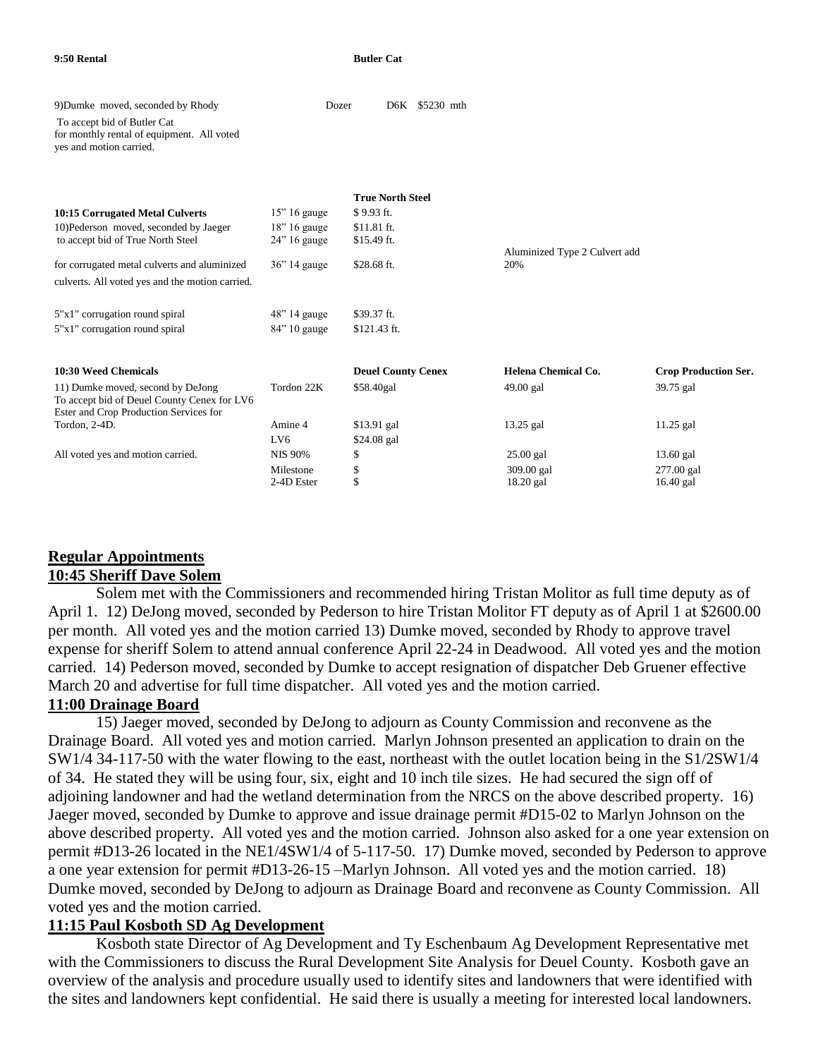| 9:50 Rental | | Butler Cat |
|---|---|---|
| 9)Dumke moved, seconded by Rhody To accept bid of Butler Cat for monthly rental of equipment. All voted yes and motion carried. | Dozer | D6K $5230 mth |

| | | True North Steel | |
|---|---|---|---|
| **10:15 Corrugated Metal Culverts** | 15" 16 gauge | $ 9.93 ft. | |
| 10)Pederson moved, seconded by Jaeger | 18" 16 gauge | $11.81 ft. | |
| to accept bid of True North Steel | 24" 16 gauge | $15.49 ft. | |
| for corrugated metal culverts and aluminized culverts. All voted yes and the motion carried. | 36" 14 gauge | $28.68 ft. | Aluminized Type 2 Culvert add 20% |
| 5"x1" corrugation round spiral | 48" 14 gauge | $39.37 ft. | |
| 5"x1" corrugation round spiral | 84" 10 gauge | $121.43 ft. | |

| 10:30 Weed Chemicals | | Deuel County Cenex | Helena Chemical Co. | Crop Production Ser. |
|---|---|---|---|---|
| 11) Dumke moved, second by DeJong To accept bid of Deuel County Cenex for LV6 Ester and Crop Production Services for Tordon, 2-4D. | Tordon 22K | $58.40gal | 49.00 gal | 39.75 gal |
| | Amine 4 | $13.91 gal | 13.25 gal | 11.25 gal |
| | LV6 | $24.08 gal | | |
| All voted yes and motion carried. | NIS 90% | $ | 25.00 gal | 13.60 gal |
| | Milestone | $ | 309.00 gal | 277.00 gal |
| | 2-4D Ester | $ | 18.20 gal | 16.40 gal |

## Regular Appointments

### 10:45 Sheriff Dave Solem

Solem met with the Commissioners and recommended hiring Tristan Molitor as full time deputy as of April 1. 12) DeJong moved, seconded by Pederson to hire Tristan Molitor FT deputy as of April 1 at $2600.00 per month. All voted yes and the motion carried 13) Dumke moved, seconded by Rhody to approve travel expense for sheriff Solem to attend annual conference April 22-24 in Deadwood. All voted yes and the motion carried. 14) Pederson moved, seconded by Dumke to accept resignation of dispatcher Deb Gruener effective March 20 and advertise for full time dispatcher. All voted yes and the motion carried.

### 11:00 Drainage Board

15) Jaeger moved, seconded by DeJong to adjourn as County Commission and reconvene as the Drainage Board. All voted yes and motion carried. Marlyn Johnson presented an application to drain on the SW1/4 34-117-50 with the water flowing to the east, northeast with the outlet location being in the S1/2SW1/4 of 34. He stated they will be using four, six, eight and 10 inch tile sizes. He had secured the sign off of adjoining landowner and had the wetland determination from the NRCS on the above described property. 16) Jaeger moved, seconded by Dumke to approve and issue drainage permit #D15-02 to Marlyn Johnson on the above described property. All voted yes and the motion carried. Johnson also asked for a one year extension on permit #D13-26 located in the NE1/4SW1/4 of 5-117-50. 17) Dumke moved, seconded by Pederson to approve a one year extension for permit #D13-26-15 –Marlyn Johnson. All voted yes and the motion carried. 18) Dumke moved, seconded by DeJong to adjourn as Drainage Board and reconvene as County Commission. All voted yes and the motion carried.

### 11:15 Paul Kosboth SD Ag Development

Kosboth state Director of Ag Development and Ty Eschenbaum Ag Development Representative met with the Commissioners to discuss the Rural Development Site Analysis for Deuel County. Kosboth gave an overview of the analysis and procedure usually used to identify sites and landowners that were identified with the sites and landowners kept confidential. He said there is usually a meeting for interested local landowners.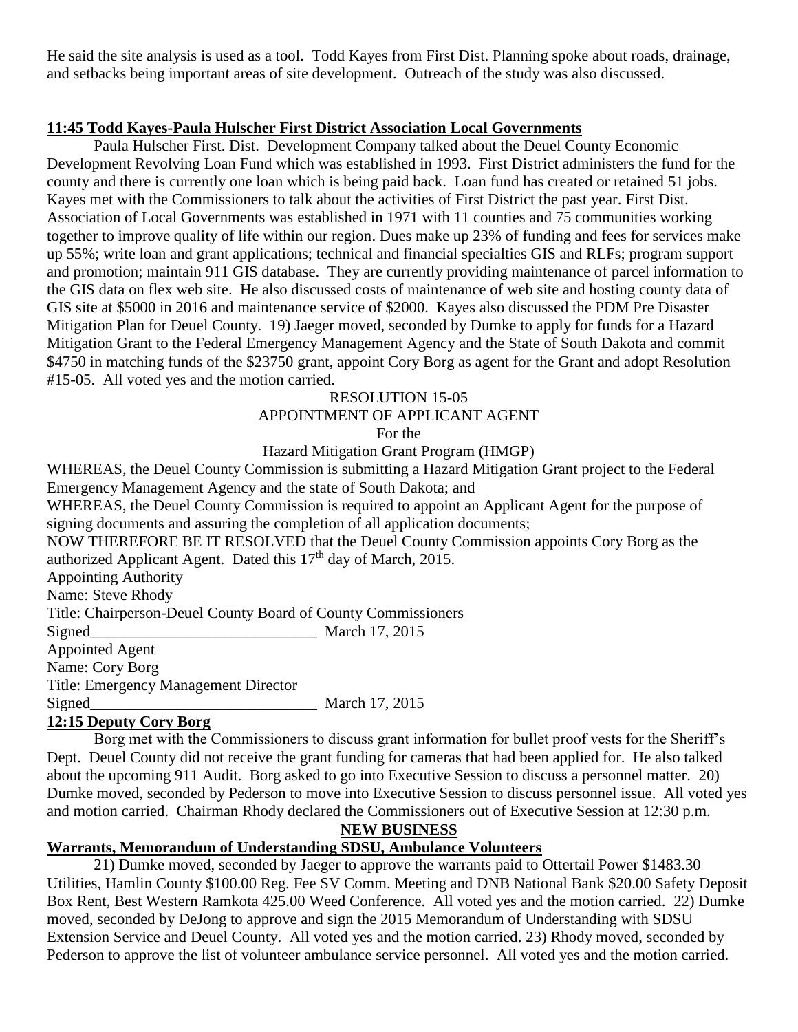He said the site analysis is used as a tool. Todd Kayes from First Dist. Planning spoke about roads, drainage, and setbacks being important areas of site development. Outreach of the study was also discussed.

**11:45 Todd Kayes-Paula Hulscher First District Association Local Governments**

Paula Hulscher First. Dist. Development Company talked about the Deuel County Economic Development Revolving Loan Fund which was established in 1993. First District administers the fund for the county and there is currently one loan which is being paid back. Loan fund has created or retained 51 jobs. Kayes met with the Commissioners to talk about the activities of First District the past year. First Dist. Association of Local Governments was established in 1971 with 11 counties and 75 communities working together to improve quality of life within our region. Dues make up 23% of funding and fees for services make up 55%; write loan and grant applications; technical and financial specialties GIS and RLFs; program support and promotion; maintain 911 GIS database. They are currently providing maintenance of parcel information to the GIS data on flex web site. He also discussed costs of maintenance of web site and hosting county data of GIS site at $5000 in 2016 and maintenance service of $2000. Kayes also discussed the PDM Pre Disaster Mitigation Plan for Deuel County. 19) Jaeger moved, seconded by Dumke to apply for funds for a Hazard Mitigation Grant to the Federal Emergency Management Agency and the State of South Dakota and commit $4750 in matching funds of the $23750 grant, appoint Cory Borg as agent for the Grant and adopt Resolution #15-05. All voted yes and the motion carried.

RESOLUTION 15-05
APPOINTMENT OF APPLICANT AGENT
For the
Hazard Mitigation Grant Program (HMGP)

WHEREAS, the Deuel County Commission is submitting a Hazard Mitigation Grant project to the Federal Emergency Management Agency and the state of South Dakota; and

WHEREAS, the Deuel County Commission is required to appoint an Applicant Agent for the purpose of signing documents and assuring the completion of all application documents;

NOW THEREFORE BE IT RESOLVED that the Deuel County Commission appoints Cory Borg as the authorized Applicant Agent. Dated this 17th day of March, 2015.

Appointing Authority
Name: Steve Rhody
Title: Chairperson-Deuel County Board of County Commissioners
Signed_____________________________ March 17, 2015

Appointed Agent
Name: Cory Borg
Title: Emergency Management Director
Signed_____________________________ March 17, 2015

**12:15 Deputy Cory Borg**

Borg met with the Commissioners to discuss grant information for bullet proof vests for the Sheriff's Dept. Deuel County did not receive the grant funding for cameras that had been applied for. He also talked about the upcoming 911 Audit. Borg asked to go into Executive Session to discuss a personnel matter. 20) Dumke moved, seconded by Pederson to move into Executive Session to discuss personnel issue. All voted yes and motion carried. Chairman Rhody declared the Commissioners out of Executive Session at 12:30 p.m.

**NEW BUSINESS**

**Warrants, Memorandum of Understanding SDSU, Ambulance Volunteers**

21) Dumke moved, seconded by Jaeger to approve the warrants paid to Ottertail Power $1483.30 Utilities, Hamlin County $100.00 Reg. Fee SV Comm. Meeting and DNB National Bank $20.00 Safety Deposit Box Rent, Best Western Ramkota 425.00 Weed Conference. All voted yes and the motion carried. 22) Dumke moved, seconded by DeJong to approve and sign the 2015 Memorandum of Understanding with SDSU Extension Service and Deuel County. All voted yes and the motion carried. 23) Rhody moved, seconded by Pederson to approve the list of volunteer ambulance service personnel. All voted yes and the motion carried.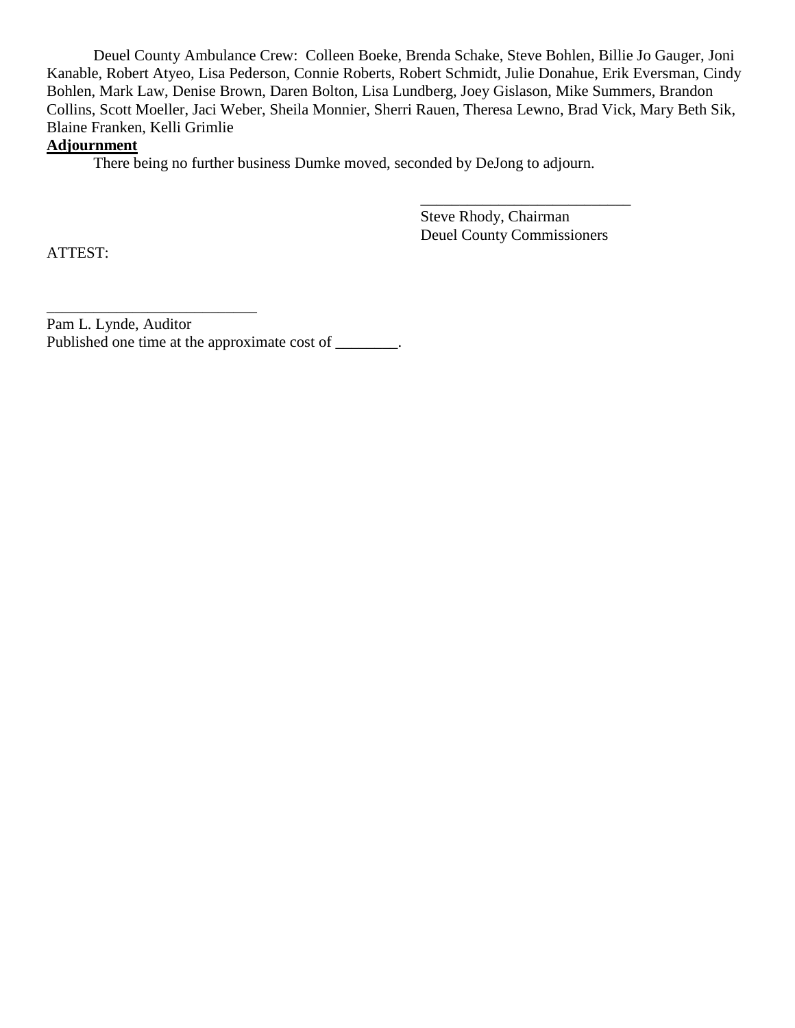Deuel County Ambulance Crew: Colleen Boeke, Brenda Schake, Steve Bohlen, Billie Jo Gauger, Joni Kanable, Robert Atyeo, Lisa Pederson, Connie Roberts, Robert Schmidt, Julie Donahue, Erik Eversman, Cindy Bohlen, Mark Law, Denise Brown, Daren Bolton, Lisa Lundberg, Joey Gislason, Mike Summers, Brandon Collins, Scott Moeller, Jaci Weber, Sheila Monnier, Sherri Rauen, Theresa Lewno, Brad Vick, Mary Beth Sik, Blaine Franken, Kelli Grimlie

**Adjournment**

There being no further business Dumke moved, seconded by DeJong to adjourn.

\_\_\_\_\_\_\_\_\_\_\_\_\_\_\_\_\_\_\_\_\_\_\_\_\_\_\_\_
Steve Rhody, Chairman
Deuel County Commissioners

ATTEST:

\_\_\_\_\_\_\_\_\_\_\_\_\_\_\_\_\_\_\_\_\_\_\_\_\_\_\_\_
Pam L. Lynde, Auditor
Published one time at the approximate cost of \_\_\_\_\_\_\_\_.